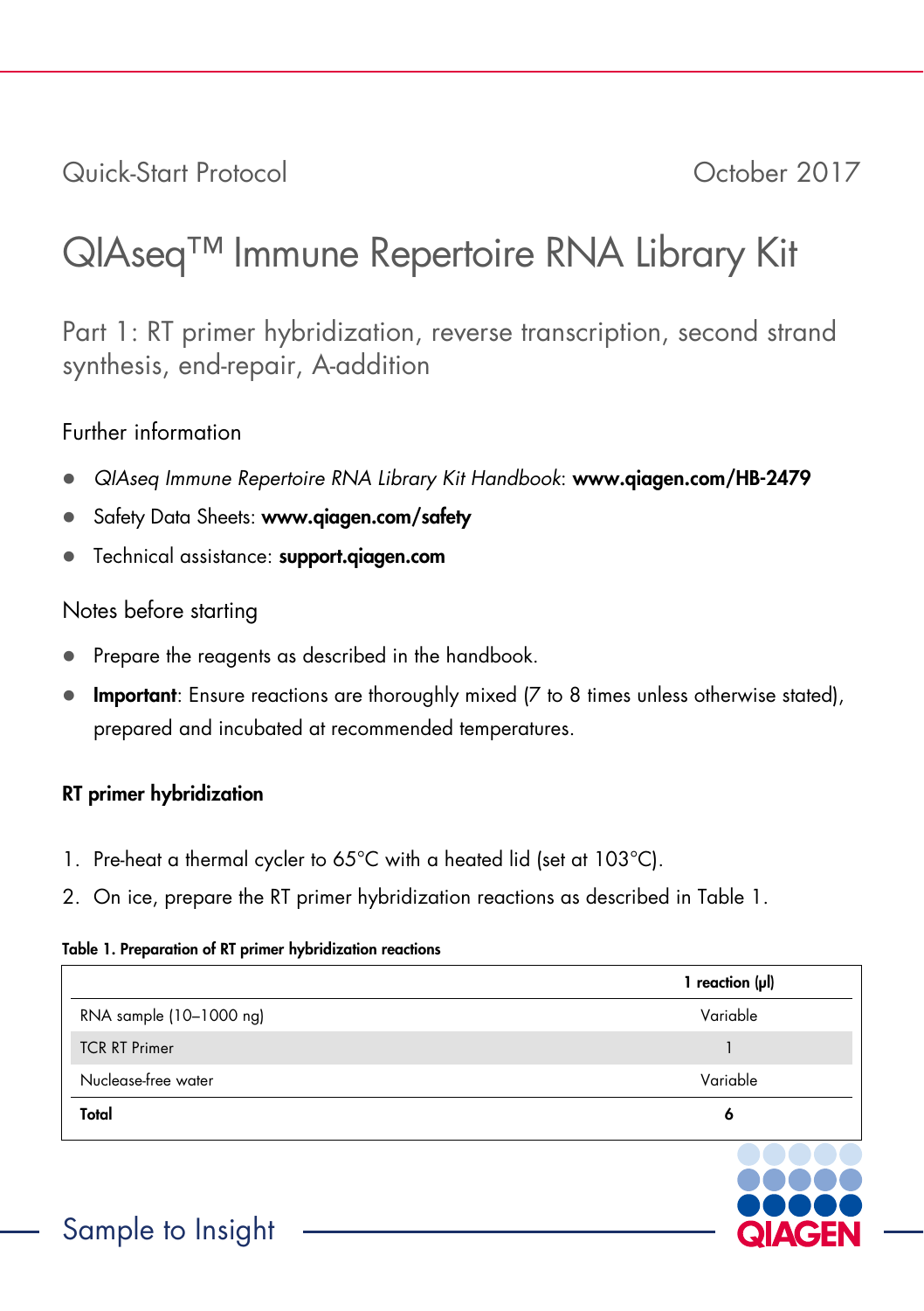Quick-Start Protocol

October 2017

# QIAseq™ Immune Repertoire RNA Library Kit

## Part 1: RT primer hybridization, reverse transcription, second strand synthesis, end-repair, A-addition

### Further information

- *QIAseq Immune Repertoire RNA Library Kit Handbook*: **www.qiagen.com/HB-2479**
- Safety Data Sheets: **www.qiagen.com/safety**
- Technical assistance: **support.qiagen.com**

### Notes before starting

- Prepare the reagents as described in the handbook.
- **Important**: Ensure reactions are thoroughly mixed (7 to 8 times unless otherwise stated), prepared and incubated at recommended temperatures.

### RT primer hybridization

1. Pre-heat a thermal cycler to 65°C with a heated lid (set at 103°C).
2. On ice, prepare the RT primer hybridization reactions as described in Table 1.

**Table 1. Preparation of RT primer hybridization reactions**

| | 1 reaction (µl) |
|---|---|
| RNA sample (10–1000 ng) | Variable |
| TCR RT Primer | 1 |
| Nuclease-free water | Variable |
| **Total** | **6** |

Sample to Insight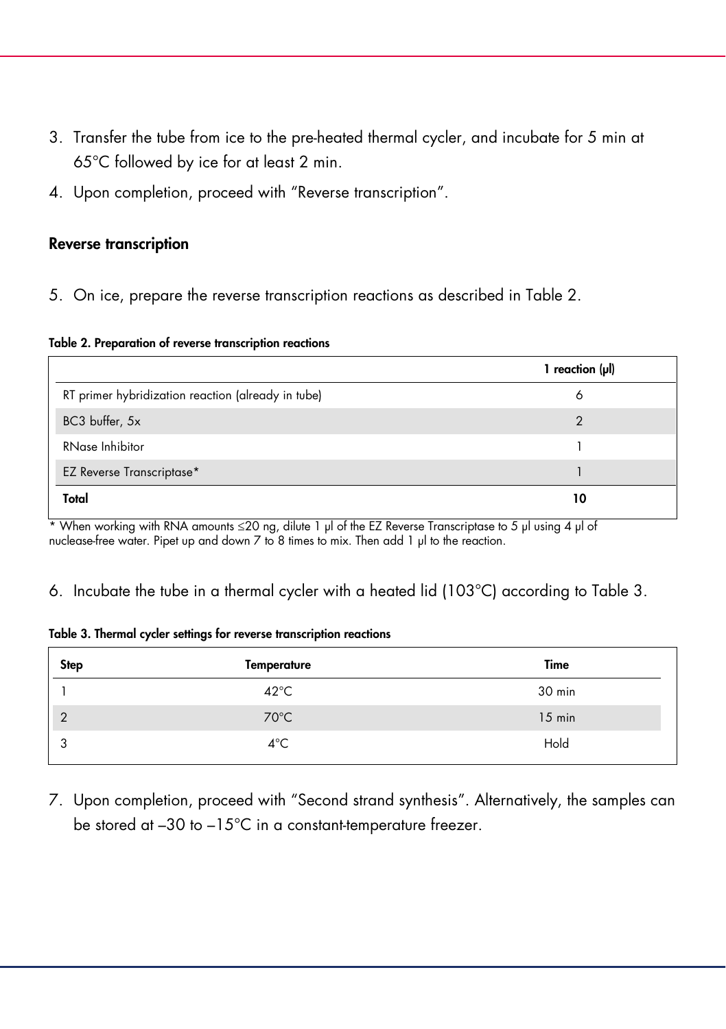3. Transfer the tube from ice to the pre-heated thermal cycler, and incubate for 5 min at 65°C followed by ice for at least 2 min.
4. Upon completion, proceed with "Reverse transcription".

### Reverse transcription

5. On ice, prepare the reverse transcription reactions as described in Table 2.

**Table 2. Preparation of reverse transcription reactions**

| | 1 reaction (µl) |
|---|---|
| RT primer hybridization reaction (already in tube) | 6 |
| BC3 buffer, 5x | 2 |
| RNase Inhibitor | 1 |
| EZ Reverse Transcriptase* | 1 |
| **Total** | **10** |

\* When working with RNA amounts ≤20 ng, dilute 1 µl of the EZ Reverse Transcriptase to 5 µl using 4 µl of nuclease-free water. Pipet up and down 7 to 8 times to mix. Then add 1 µl to the reaction.

6. Incubate the tube in a thermal cycler with a heated lid (103°C) according to Table 3.

**Table 3. Thermal cycler settings for reverse transcription reactions**

| Step | Temperature | Time |
|---|---|---|
| 1 | 42°C | 30 min |
| 2 | 70°C | 15 min |
| 3 | 4°C | Hold |

7. Upon completion, proceed with "Second strand synthesis". Alternatively, the samples can be stored at –30 to –15°C in a constant-temperature freezer.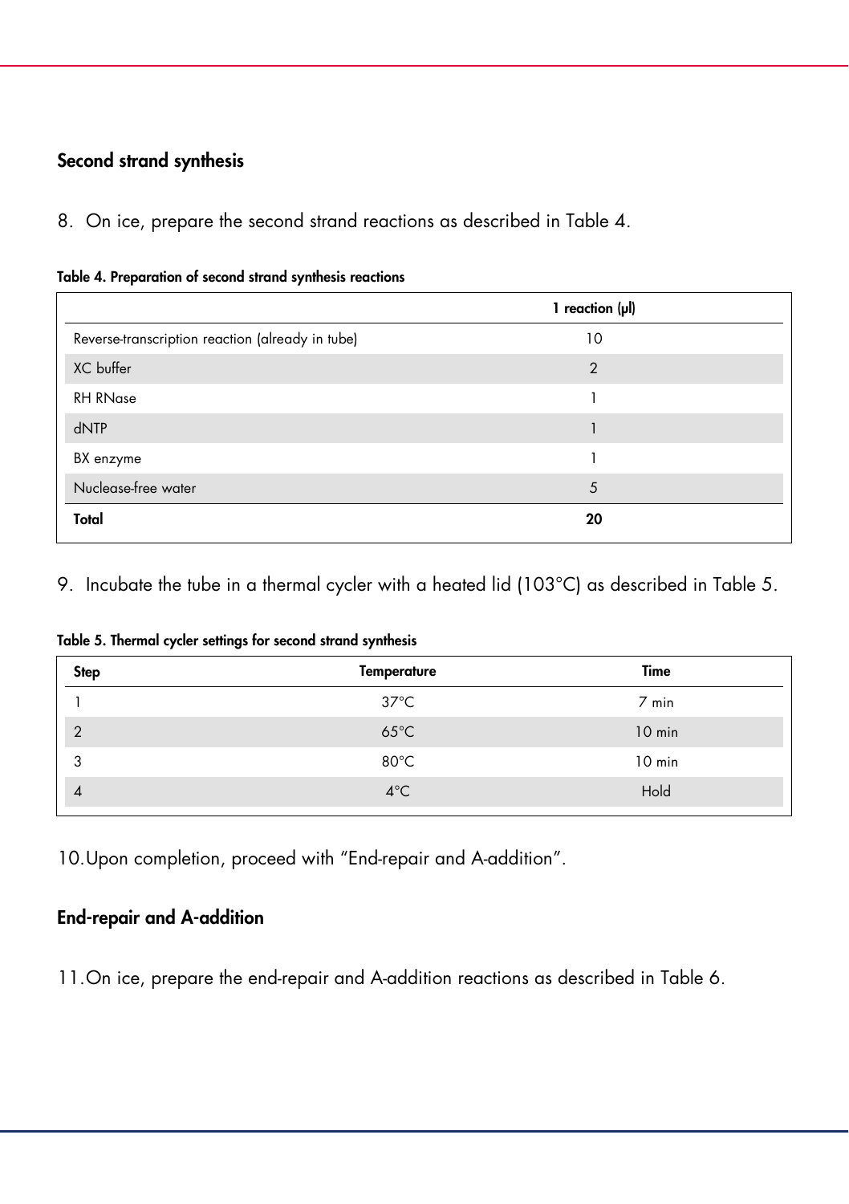## Second strand synthesis

8. On ice, prepare the second strand reactions as described in Table 4.

**Table 4. Preparation of second strand synthesis reactions**

| | 1 reaction (µl) |
|---|---|
| Reverse-transcription reaction (already in tube) | 10 |
| XC buffer | 2 |
| RH RNase | 1 |
| dNTP | 1 |
| BX enzyme | 1 |
| Nuclease-free water | 5 |
| **Total** | **20** |

9. Incubate the tube in a thermal cycler with a heated lid (103°C) as described in Table 5.

**Table 5. Thermal cycler settings for second strand synthesis**

| Step | Temperature | Time |
|---|---|---|
| 1 | 37°C | 7 min |
| 2 | 65°C | 10 min |
| 3 | 80°C | 10 min |
| 4 | 4°C | Hold |

10. Upon completion, proceed with "End-repair and A-addition".

## End-repair and A-addition

11. On ice, prepare the end-repair and A-addition reactions as described in Table 6.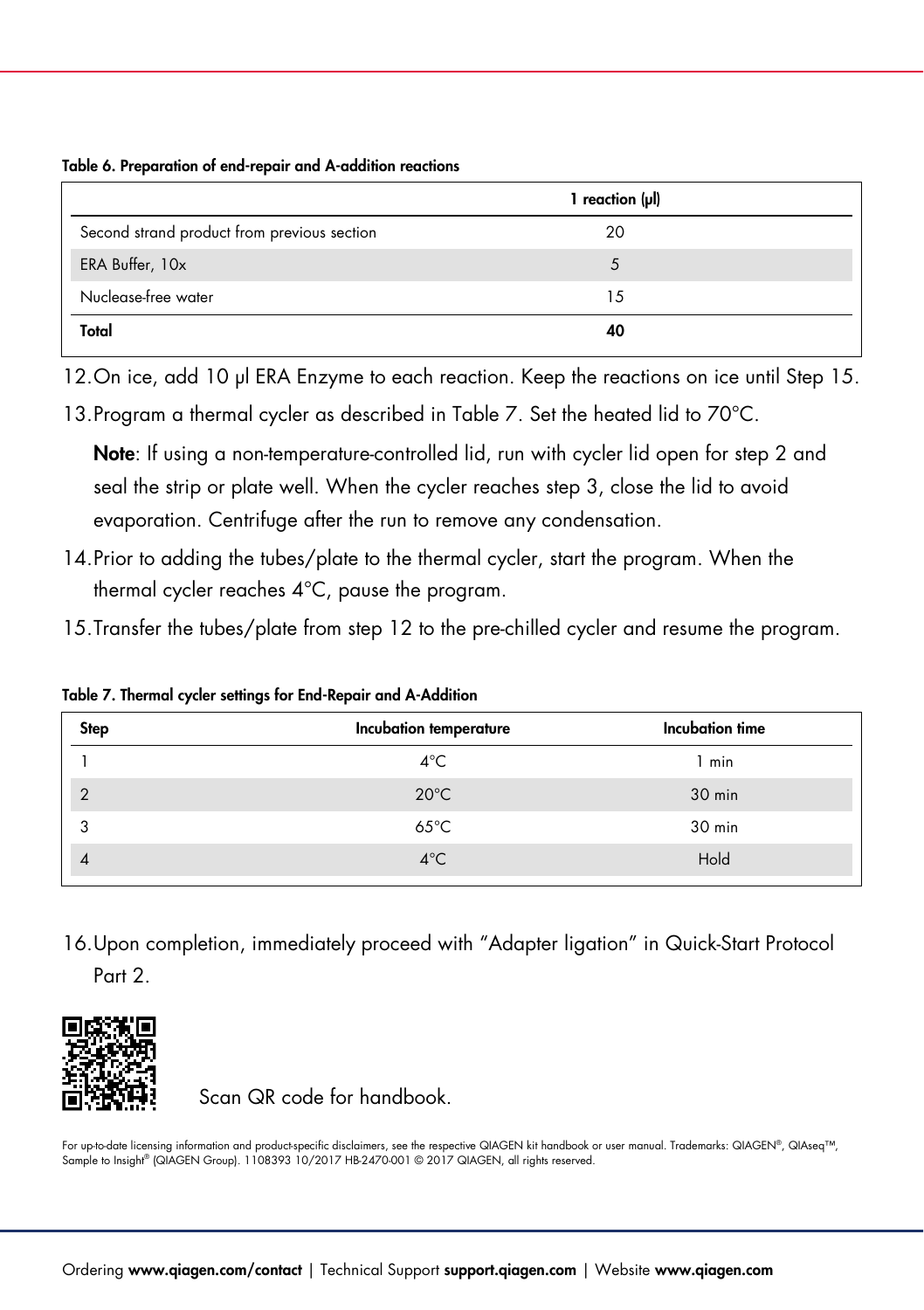**Table 6. Preparation of end-repair and A-addition reactions**

| | 1 reaction (µl) |
|---|---|
| Second strand product from previous section | 20 |
| ERA Buffer, 10x | 5 |
| Nuclease-free water | 15 |
| **Total** | **40** |

12. On ice, add 10 µl ERA Enzyme to each reaction. Keep the reactions on ice until Step 15.
13. Program a thermal cycler as described in Table 7. Set the heated lid to 70°C.

    **Note**: If using a non-temperature-controlled lid, run with cycler lid open for step 2 and seal the strip or plate well. When the cycler reaches step 3, close the lid to avoid evaporation. Centrifuge after the run to remove any condensation.
14. Prior to adding the tubes/plate to the thermal cycler, start the program. When the thermal cycler reaches 4°C, pause the program.
15. Transfer the tubes/plate from step 12 to the pre-chilled cycler and resume the program.

**Table 7. Thermal cycler settings for End-Repair and A-Addition**

| Step | Incubation temperature | Incubation time |
|---|---|---|
| 1 | 4°C | 1 min |
| 2 | 20°C | 30 min |
| 3 | 65°C | 30 min |
| 4 | 4°C | Hold |

16. Upon completion, immediately proceed with "Adapter ligation" in Quick-Start Protocol Part 2.

Scan QR code for handbook.

For up-to-date licensing information and product-specific disclaimers, see the respective QIAGEN kit handbook or user manual. Trademarks: QIAGEN®, QIAseq™, Sample to Insight® (QIAGEN Group). 1108393 10/2017 HB-2470-001 © 2017 QIAGEN, all rights reserved.

Ordering **www.qiagen.com/contact** | Technical Support **support.qiagen.com** | Website **www.qiagen.com**